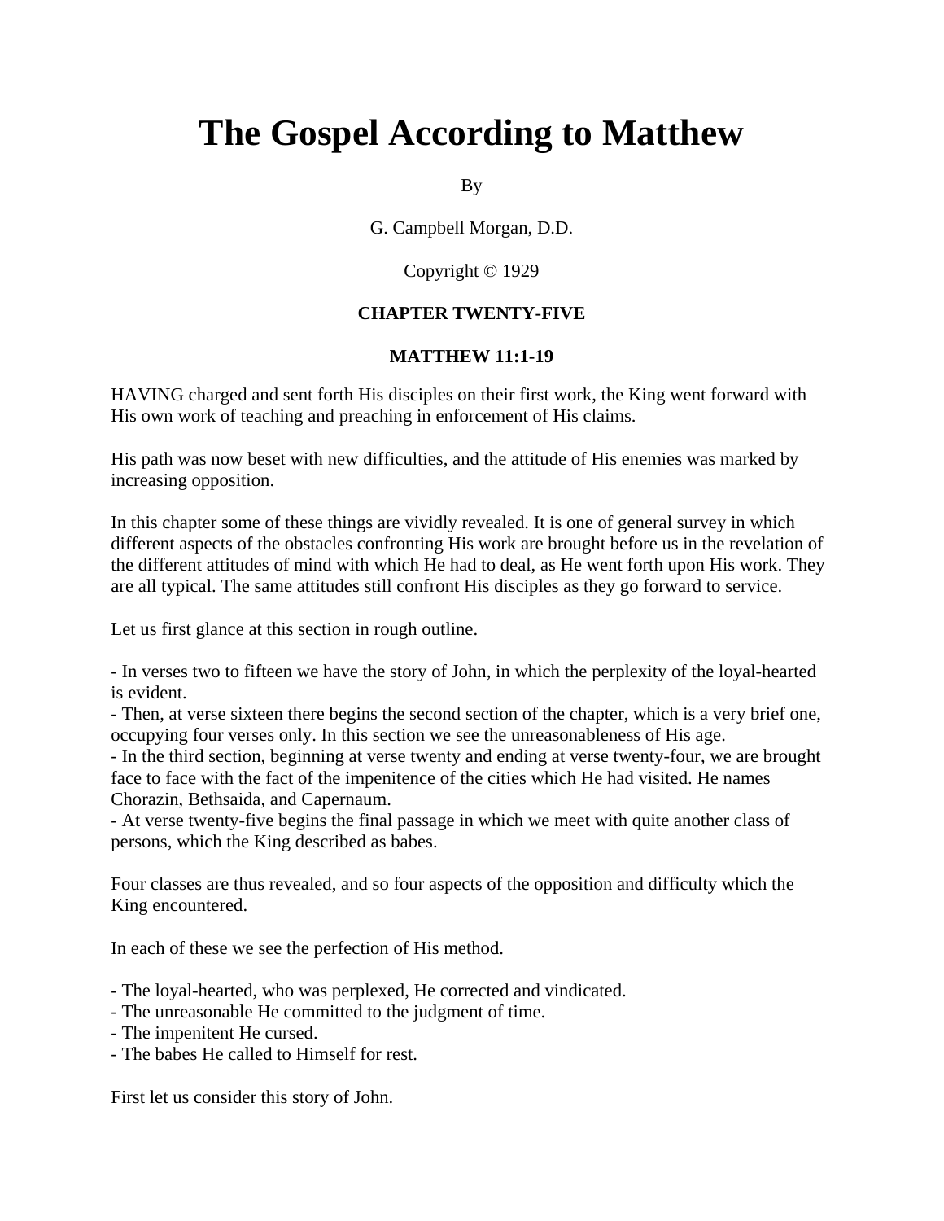# The Gospel According to Matthew

By

G. Campbell Morgan, D.D.

Copyright © 1929

### CHAPTER TWENTY-FIVE

### MATTHEW 11:1-19

HAVING charged and sent forth His disciples on their first work, the King went forward with His own work of teaching and preaching in enforcement of His claims.

His path was now beset with new difficulties, and the attitude of His enemies was marked by increasing opposition.

In this chapter some of these things are vividly revealed. It is one of general survey in which different aspects of the obstacles confronting His work are brought before us in the revelation of the different attitudes of mind with which He had to deal, as He went forth upon His work. They are all typical. The same attitudes still confront His disciples as they go forward to service.

Let us first glance at this section in rough outline.

- In verses two to fifteen we have the story of John, in which the perplexity of the loyal-hearted is evident.
- Then, at verse sixteen there begins the second section of the chapter, which is a very brief one, occupying four verses only. In this section we see the unreasonableness of His age.
- In the third section, beginning at verse twenty and ending at verse twenty-four, we are brought face to face with the fact of the impenitence of the cities which He had visited. He names Chorazin, Bethsaida, and Capernaum.
- At verse twenty-five begins the final passage in which we meet with quite another class of persons, which the King described as babes.

Four classes are thus revealed, and so four aspects of the opposition and difficulty which the King encountered.

In each of these we see the perfection of His method.

- The loyal-hearted, who was perplexed, He corrected and vindicated.
- The unreasonable He committed to the judgment of time.
- The impenitent He cursed.
- The babes He called to Himself for rest.

First let us consider this story of John.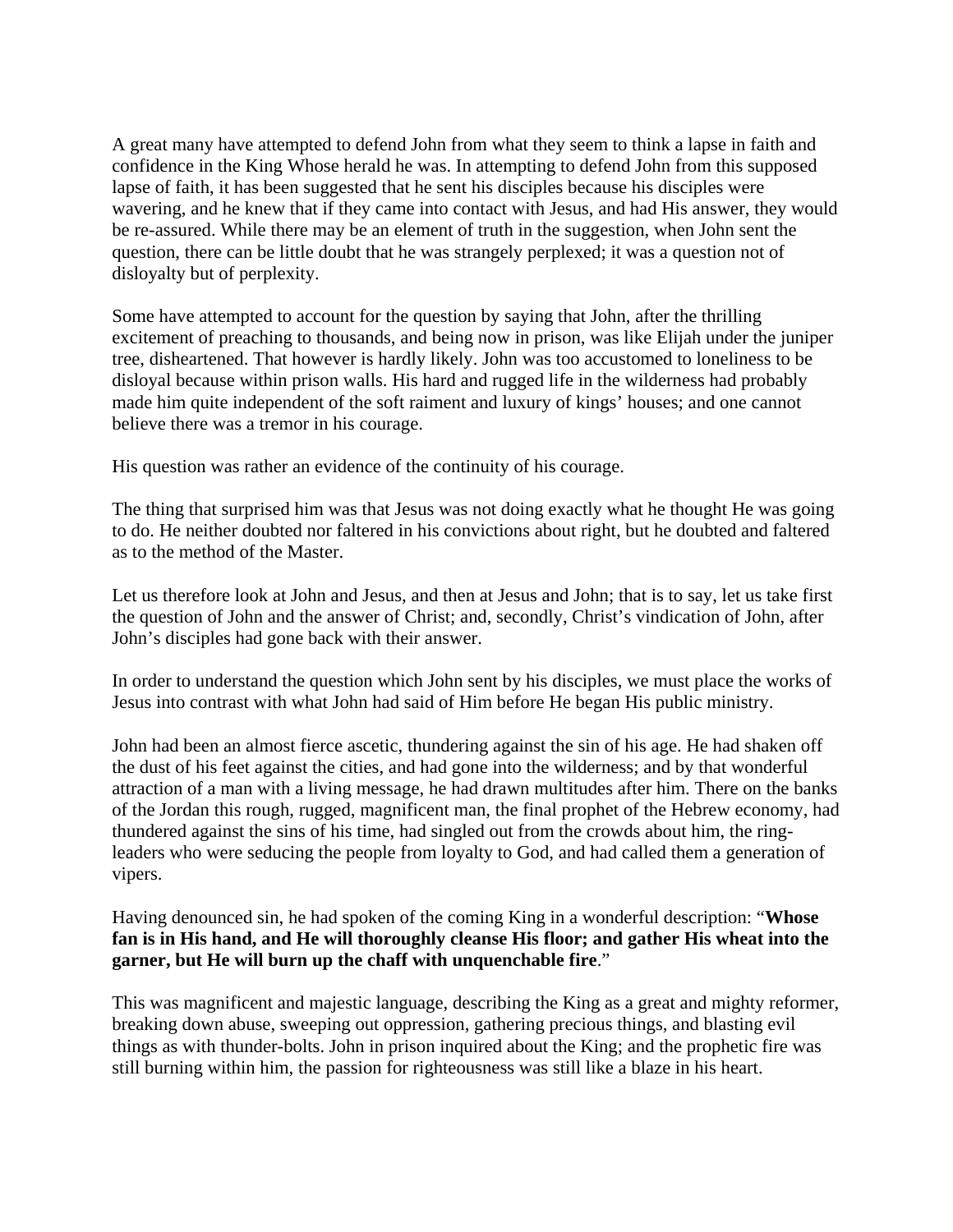A great many have attempted to defend John from what they seem to think a lapse in faith and confidence in the King Whose herald he was. In attempting to defend John from this supposed lapse of faith, it has been suggested that he sent his disciples because his disciples were wavering, and he knew that if they came into contact with Jesus, and had His answer, they would be re-assured. While there may be an element of truth in the suggestion, when John sent the question, there can be little doubt that he was strangely perplexed; it was a question not of disloyalty but of perplexity.

Some have attempted to account for the question by saying that John, after the thrilling excitement of preaching to thousands, and being now in prison, was like Elijah under the juniper tree, disheartened. That however is hardly likely. John was too accustomed to loneliness to be disloyal because within prison walls. His hard and rugged life in the wilderness had probably made him quite independent of the soft raiment and luxury of kings' houses; and one cannot believe there was a tremor in his courage.

His question was rather an evidence of the continuity of his courage.

The thing that surprised him was that Jesus was not doing exactly what he thought He was going to do. He neither doubted nor faltered in his convictions about right, but he doubted and faltered as to the method of the Master.

Let us therefore look at John and Jesus, and then at Jesus and John; that is to say, let us take first the question of John and the answer of Christ; and, secondly, Christ's vindication of John, after John's disciples had gone back with their answer.

In order to understand the question which John sent by his disciples, we must place the works of Jesus into contrast with what John had said of Him before He began His public ministry.

John had been an almost fierce ascetic, thundering against the sin of his age. He had shaken off the dust of his feet against the cities, and had gone into the wilderness; and by that wonderful attraction of a man with a living message, he had drawn multitudes after him. There on the banks of the Jordan this rough, rugged, magnificent man, the final prophet of the Hebrew economy, had thundered against the sins of his time, had singled out from the crowds about him, the ring-leaders who were seducing the people from loyalty to God, and had called them a generation of vipers.

Having denounced sin, he had spoken of the coming King in a wonderful description: "**Whose fan is in His hand, and He will thoroughly cleanse His floor; and gather His wheat into the garner, but He will burn up the chaff with unquenchable fire**."

This was magnificent and majestic language, describing the King as a great and mighty reformer, breaking down abuse, sweeping out oppression, gathering precious things, and blasting evil things as with thunder-bolts. John in prison inquired about the King; and the prophetic fire was still burning within him, the passion for righteousness was still like a blaze in his heart.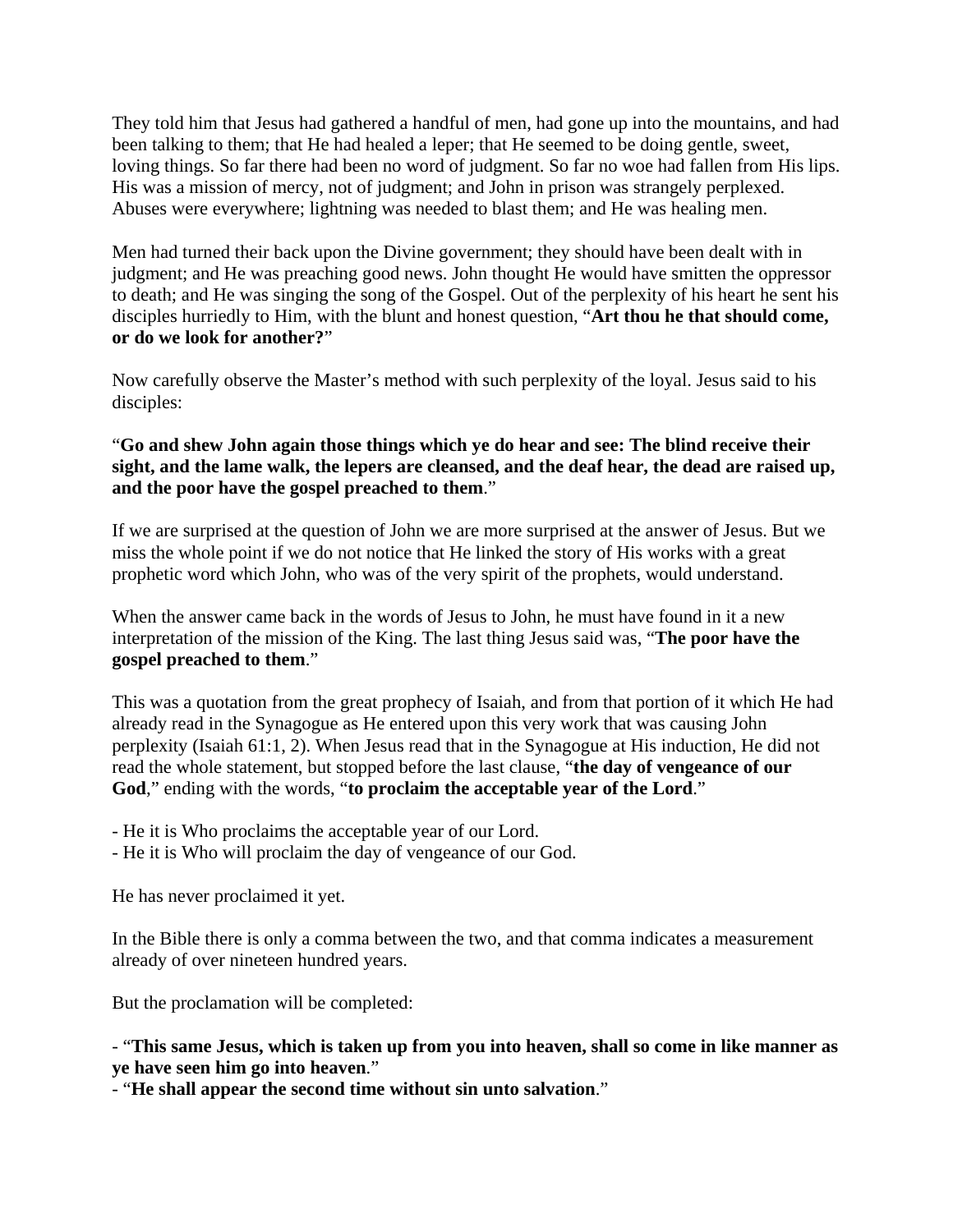They told him that Jesus had gathered a handful of men, had gone up into the mountains, and had been talking to them; that He had healed a leper; that He seemed to be doing gentle, sweet, loving things. So far there had been no word of judgment. So far no woe had fallen from His lips. His was a mission of mercy, not of judgment; and John in prison was strangely perplexed. Abuses were everywhere; lightning was needed to blast them; and He was healing men.

Men had turned their back upon the Divine government; they should have been dealt with in judgment; and He was preaching good news. John thought He would have smitten the oppressor to death; and He was singing the song of the Gospel. Out of the perplexity of his heart he sent his disciples hurriedly to Him, with the blunt and honest question, "**Art thou he that should come, or do we look for another?**"

Now carefully observe the Master's method with such perplexity of the loyal. Jesus said to his disciples:

"**Go and shew John again those things which ye do hear and see: The blind receive their sight, and the lame walk, the lepers are cleansed, and the deaf hear, the dead are raised up, and the poor have the gospel preached to them**."

If we are surprised at the question of John we are more surprised at the answer of Jesus. But we miss the whole point if we do not notice that He linked the story of His works with a great prophetic word which John, who was of the very spirit of the prophets, would understand.

When the answer came back in the words of Jesus to John, he must have found in it a new interpretation of the mission of the King. The last thing Jesus said was, "**The poor have the gospel preached to them**."

This was a quotation from the great prophecy of Isaiah, and from that portion of it which He had already read in the Synagogue as He entered upon this very work that was causing John perplexity (Isaiah 61:1, 2). When Jesus read that in the Synagogue at His induction, He did not read the whole statement, but stopped before the last clause, "**the day of vengeance of our God**," ending with the words, "**to proclaim the acceptable year of the Lord**."

- He it is Who proclaims the acceptable year of our Lord.
- He it is Who will proclaim the day of vengeance of our God.

He has never proclaimed it yet.

In the Bible there is only a comma between the two, and that comma indicates a measurement already of over nineteen hundred years.

But the proclamation will be completed:

- "**This same Jesus, which is taken up from you into heaven, shall so come in like manner as ye have seen him go into heaven**."
- "**He shall appear the second time without sin unto salvation**."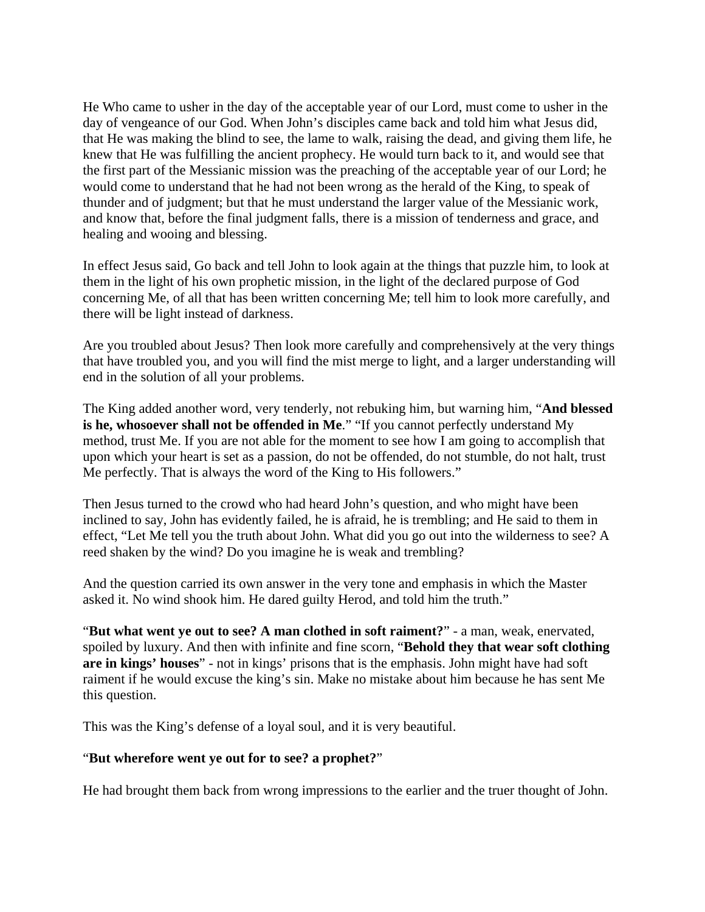He Who came to usher in the day of the acceptable year of our Lord, must come to usher in the day of vengeance of our God. When John's disciples came back and told him what Jesus did, that He was making the blind to see, the lame to walk, raising the dead, and giving them life, he knew that He was fulfilling the ancient prophecy. He would turn back to it, and would see that the first part of the Messianic mission was the preaching of the acceptable year of our Lord; he would come to understand that he had not been wrong as the herald of the King, to speak of thunder and of judgment; but that he must understand the larger value of the Messianic work, and know that, before the final judgment falls, there is a mission of tenderness and grace, and healing and wooing and blessing.

In effect Jesus said, Go back and tell John to look again at the things that puzzle him, to look at them in the light of his own prophetic mission, in the light of the declared purpose of God concerning Me, of all that has been written concerning Me; tell him to look more carefully, and there will be light instead of darkness.

Are you troubled about Jesus? Then look more carefully and comprehensively at the very things that have troubled you, and you will find the mist merge to light, and a larger understanding will end in the solution of all your problems.

The King added another word, very tenderly, not rebuking him, but warning him, "**And blessed is he, whosoever shall not be offended in Me**." "If you cannot perfectly understand My method, trust Me. If you are not able for the moment to see how I am going to accomplish that upon which your heart is set as a passion, do not be offended, do not stumble, do not halt, trust Me perfectly. That is always the word of the King to His followers."

Then Jesus turned to the crowd who had heard John's question, and who might have been inclined to say, John has evidently failed, he is afraid, he is trembling; and He said to them in effect, "Let Me tell you the truth about John. What did you go out into the wilderness to see? A reed shaken by the wind? Do you imagine he is weak and trembling?

And the question carried its own answer in the very tone and emphasis in which the Master asked it. No wind shook him. He dared guilty Herod, and told him the truth."

"**But what went ye out to see? A man clothed in soft raiment?**" - a man, weak, enervated, spoiled by luxury. And then with infinite and fine scorn, "**Behold they that wear soft clothing are in kings' houses**" - not in kings' prisons that is the emphasis. John might have had soft raiment if he would excuse the king's sin. Make no mistake about him because he has sent Me this question.

This was the King's defense of a loyal soul, and it is very beautiful.

"**But wherefore went ye out for to see? a prophet?**"

He had brought them back from wrong impressions to the earlier and the truer thought of John.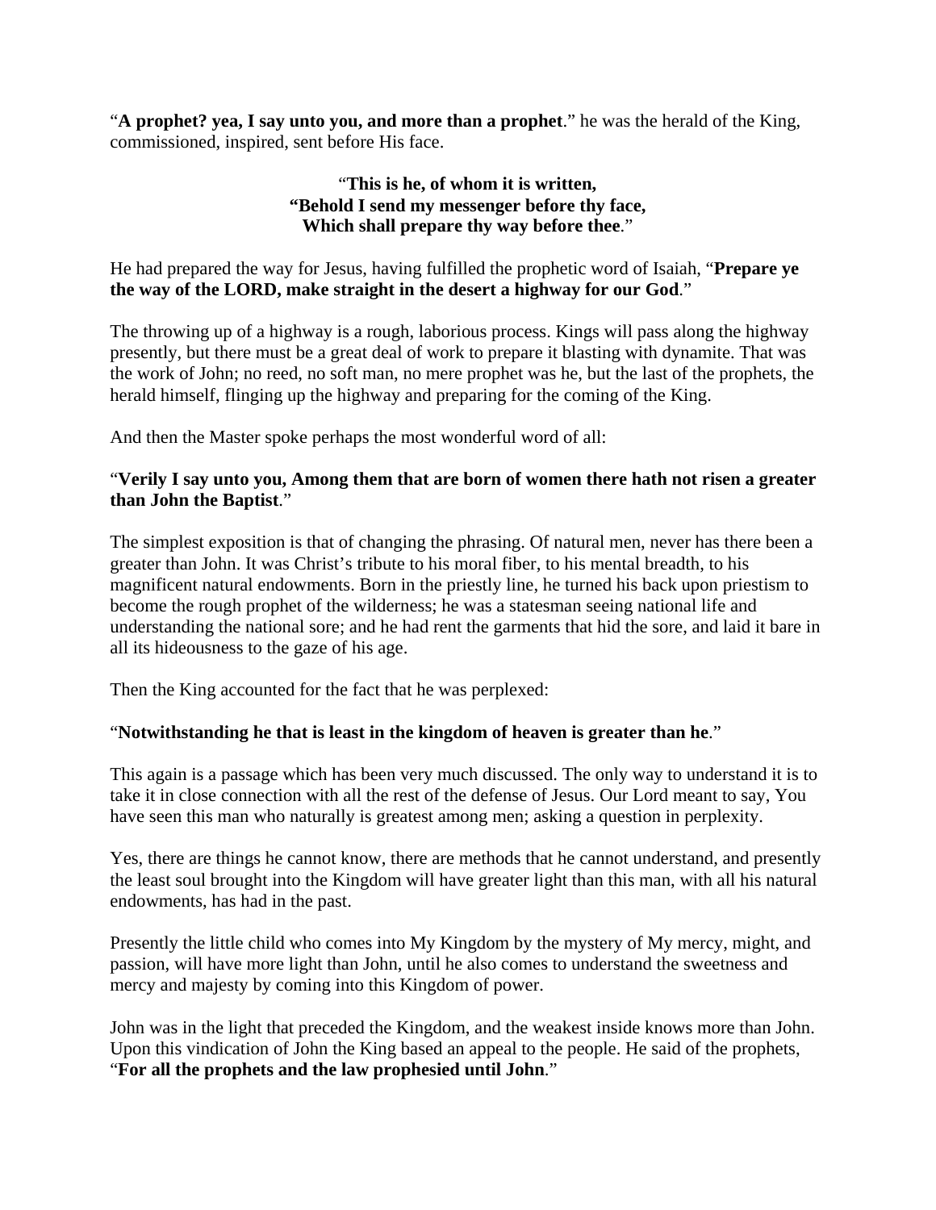“**A prophet? yea, I say unto you, and more than a prophet**.” he was the herald of the King, commissioned, inspired, sent before His face.

> “**This is he, of whom it is written,**
> **“Behold I send my messenger before thy face,**
> **Which shall prepare thy way before thee**.”

He had prepared the way for Jesus, having fulfilled the prophetic word of Isaiah, “**Prepare ye the way of the LORD, make straight in the desert a highway for our God**.”

The throwing up of a highway is a rough, laborious process. Kings will pass along the highway presently, but there must be a great deal of work to prepare it blasting with dynamite. That was the work of John; no reed, no soft man, no mere prophet was he, but the last of the prophets, the herald himself, flinging up the highway and preparing for the coming of the King.

And then the Master spoke perhaps the most wonderful word of all:

“**Verily I say unto you, Among them that are born of women there hath not risen a greater than John the Baptist**.”

The simplest exposition is that of changing the phrasing. Of natural men, never has there been a greater than John. It was Christ’s tribute to his moral fiber, to his mental breadth, to his magnificent natural endowments. Born in the priestly line, he turned his back upon priestism to become the rough prophet of the wilderness; he was a statesman seeing national life and understanding the national sore; and he had rent the garments that hid the sore, and laid it bare in all its hideousness to the gaze of his age.

Then the King accounted for the fact that he was perplexed:

“**Notwithstanding he that is least in the kingdom of heaven is greater than he**.”

This again is a passage which has been very much discussed. The only way to understand it is to take it in close connection with all the rest of the defense of Jesus. Our Lord meant to say, You have seen this man who naturally is greatest among men; asking a question in perplexity.

Yes, there are things he cannot know, there are methods that he cannot understand, and presently the least soul brought into the Kingdom will have greater light than this man, with all his natural endowments, has had in the past.

Presently the little child who comes into My Kingdom by the mystery of My mercy, might, and passion, will have more light than John, until he also comes to understand the sweetness and mercy and majesty by coming into this Kingdom of power.

John was in the light that preceded the Kingdom, and the weakest inside knows more than John. Upon this vindication of John the King based an appeal to the people. He said of the prophets, “**For all the prophets and the law prophesied until John**.”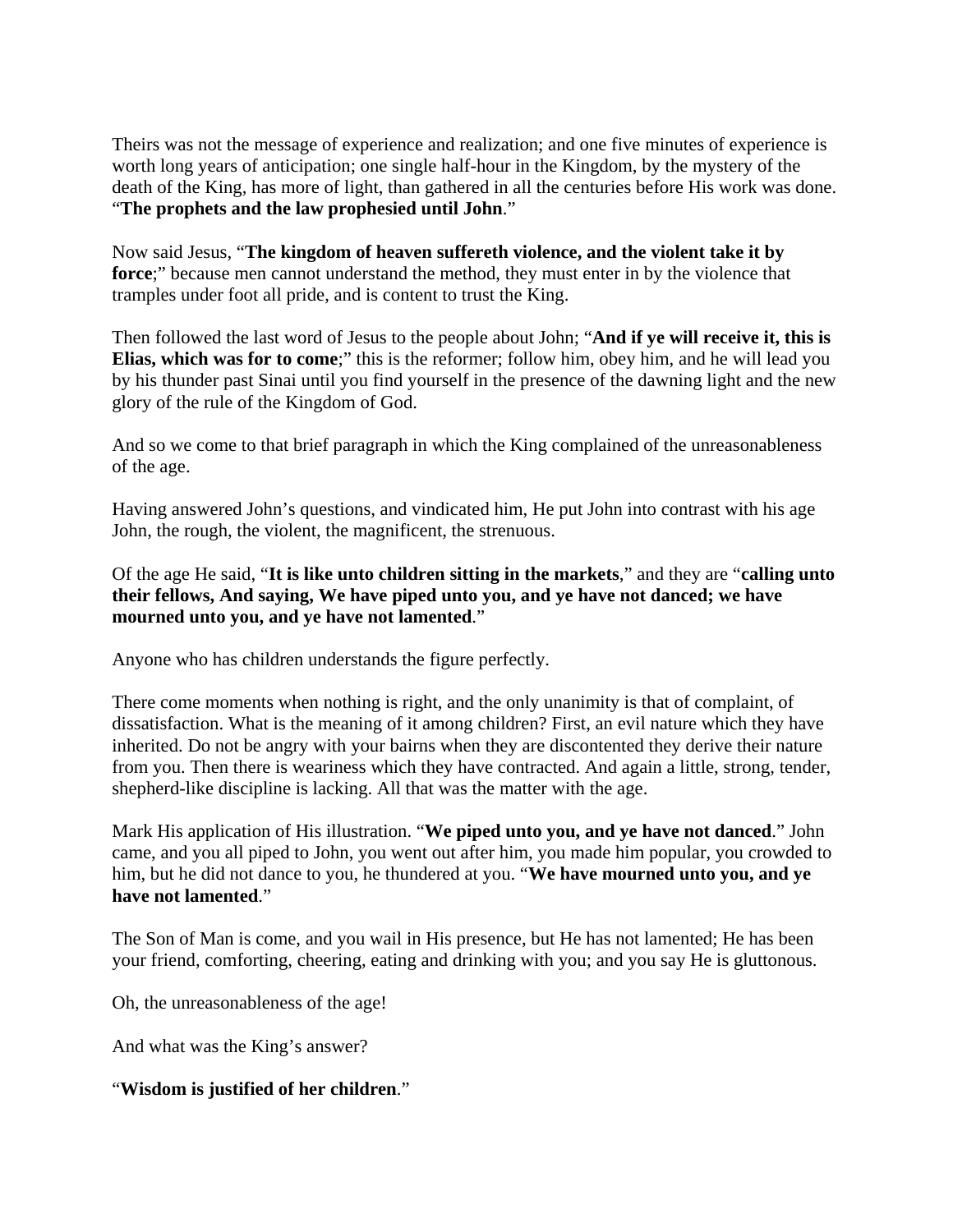Theirs was not the message of experience and realization; and one five minutes of experience is worth long years of anticipation; one single half-hour in the Kingdom, by the mystery of the death of the King, has more of light, than gathered in all the centuries before His work was done. "**The prophets and the law prophesied until John**."

Now said Jesus, "**The kingdom of heaven suffereth violence, and the violent take it by force**;" because men cannot understand the method, they must enter in by the violence that tramples under foot all pride, and is content to trust the King.

Then followed the last word of Jesus to the people about John; "**And if ye will receive it, this is Elias, which was for to come**;" this is the reformer; follow him, obey him, and he will lead you by his thunder past Sinai until you find yourself in the presence of the dawning light and the new glory of the rule of the Kingdom of God.

And so we come to that brief paragraph in which the King complained of the unreasonableness of the age.

Having answered John's questions, and vindicated him, He put John into contrast with his age John, the rough, the violent, the magnificent, the strenuous.

Of the age He said, "**It is like unto children sitting in the markets**," and they are "**calling unto their fellows, And saying, We have piped unto you, and ye have not danced; we have mourned unto you, and ye have not lamented**."

Anyone who has children understands the figure perfectly.

There come moments when nothing is right, and the only unanimity is that of complaint, of dissatisfaction. What is the meaning of it among children? First, an evil nature which they have inherited. Do not be angry with your bairns when they are discontented they derive their nature from you. Then there is weariness which they have contracted. And again a little, strong, tender, shepherd-like discipline is lacking. All that was the matter with the age.

Mark His application of His illustration. "**We piped unto you, and ye have not danced**." John came, and you all piped to John, you went out after him, you made him popular, you crowded to him, but he did not dance to you, he thundered at you. "**We have mourned unto you, and ye have not lamented**."

The Son of Man is come, and you wail in His presence, but He has not lamented; He has been your friend, comforting, cheering, eating and drinking with you; and you say He is gluttonous.

Oh, the unreasonableness of the age!

And what was the King's answer?

"**Wisdom is justified of her children**."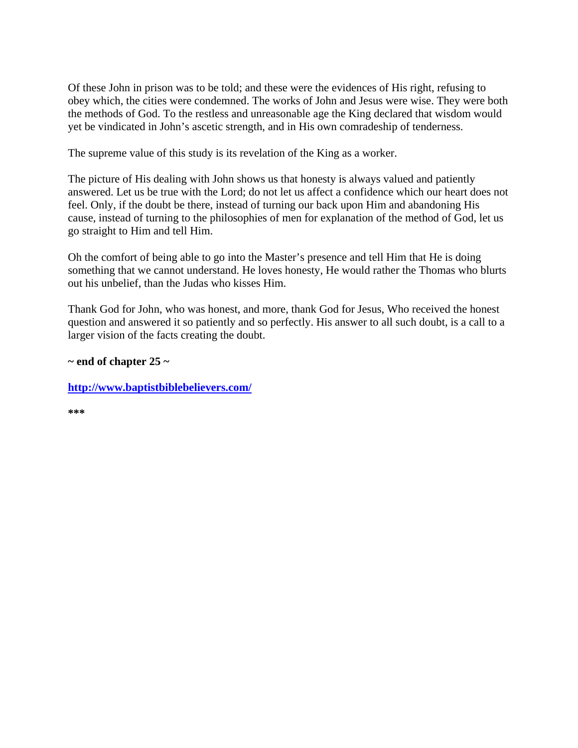Of these John in prison was to be told; and these were the evidences of His right, refusing to obey which, the cities were condemned. The works of John and Jesus were wise. They were both the methods of God. To the restless and unreasonable age the King declared that wisdom would yet be vindicated in John's ascetic strength, and in His own comradeship of tenderness.

The supreme value of this study is its revelation of the King as a worker.

The picture of His dealing with John shows us that honesty is always valued and patiently answered. Let us be true with the Lord; do not let us affect a confidence which our heart does not feel. Only, if the doubt be there, instead of turning our back upon Him and abandoning His cause, instead of turning to the philosophies of men for explanation of the method of God, let us go straight to Him and tell Him.

Oh the comfort of being able to go into the Master's presence and tell Him that He is doing something that we cannot understand. He loves honesty, He would rather the Thomas who blurts out his unbelief, than the Judas who kisses Him.

Thank God for John, who was honest, and more, thank God for Jesus, Who received the honest question and answered it so patiently and so perfectly. His answer to all such doubt, is a call to a larger vision of the facts creating the doubt.

**~ end of chapter 25 ~**

**http://www.baptistbiblebelievers.com/**

***